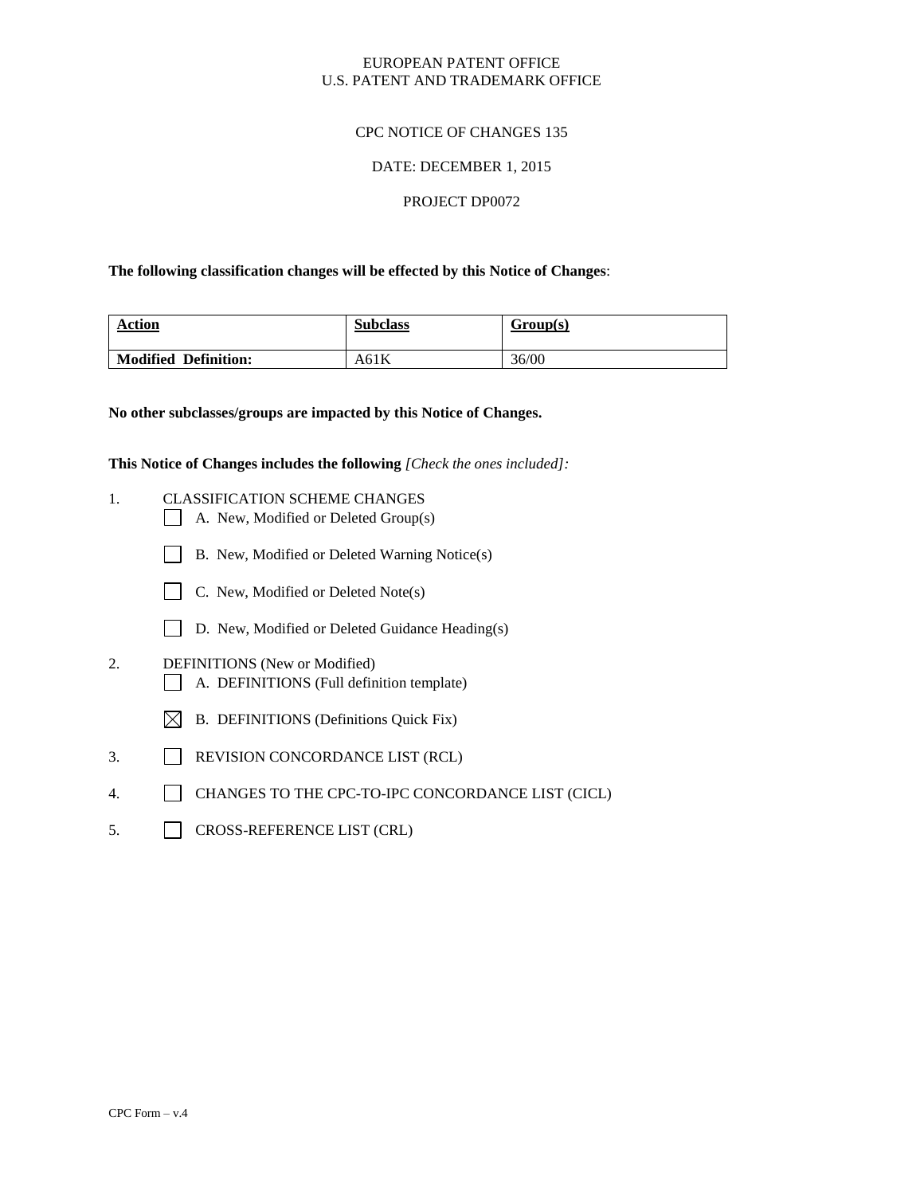EUROPEAN PATENT OFFICE
U.S. PATENT AND TRADEMARK OFFICE

CPC NOTICE OF CHANGES 135

DATE: DECEMBER 1, 2015

PROJECT DP0072

**The following classification changes will be effected by this Notice of Changes**:

| **Action** | **Subclass** | **Group(s)** |
|---|---|---|
| **Modified Definition:** | A61K | 36/00 |

**No other subclasses/groups are impacted by this Notice of Changes.**

**This Notice of Changes includes the following** *[Check the ones included]:*

1. CLASSIFICATION SCHEME CHANGES
   - ☐ A. New, Modified or Deleted Group(s)
   - ☐ B. New, Modified or Deleted Warning Notice(s)
   - ☐ C. New, Modified or Deleted Note(s)
   - ☐ D. New, Modified or Deleted Guidance Heading(s)
2. DEFINITIONS (New or Modified)
   - ☐ A. DEFINITIONS (Full definition template)
   - ☒ B. DEFINITIONS (Definitions Quick Fix)
3. ☐ REVISION CONCORDANCE LIST (RCL)
4. ☐ CHANGES TO THE CPC-TO-IPC CONCORDANCE LIST (CICL)
5. ☐ CROSS-REFERENCE LIST (CRL)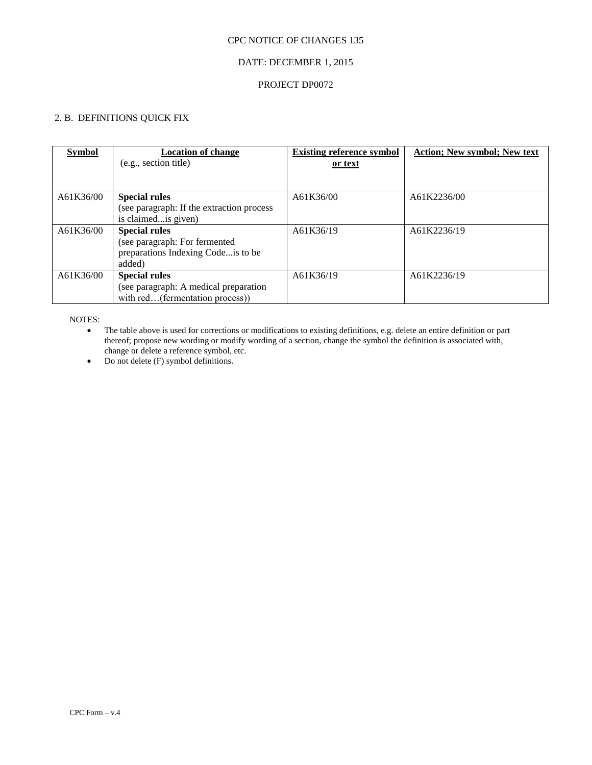CPC NOTICE OF CHANGES 135

DATE: DECEMBER 1, 2015

PROJECT DP0072

2. B. DEFINITIONS QUICK FIX

| Symbol | Location of change (e.g., section title) | Existing reference symbol or text | Action; New symbol; New text |
|---|---|---|---|
| A61K36/00 | **Special rules** (see paragraph: If the extraction process is claimed...is given) | A61K36/00 | A61K2236/00 |
| A61K36/00 | **Special rules** (see paragraph: For fermented preparations Indexing Code...is to be added) | A61K36/19 | A61K2236/19 |
| A61K36/00 | **Special rules** (see paragraph: A medical preparation with red…(fermentation process)) | A61K36/19 | A61K2236/19 |

NOTES:

- The table above is used for corrections or modifications to existing definitions, e.g. delete an entire definition or part thereof; propose new wording or modify wording of a section, change the symbol the definition is associated with, change or delete a reference symbol, etc.
- Do not delete (F) symbol definitions.

CPC Form – v.4